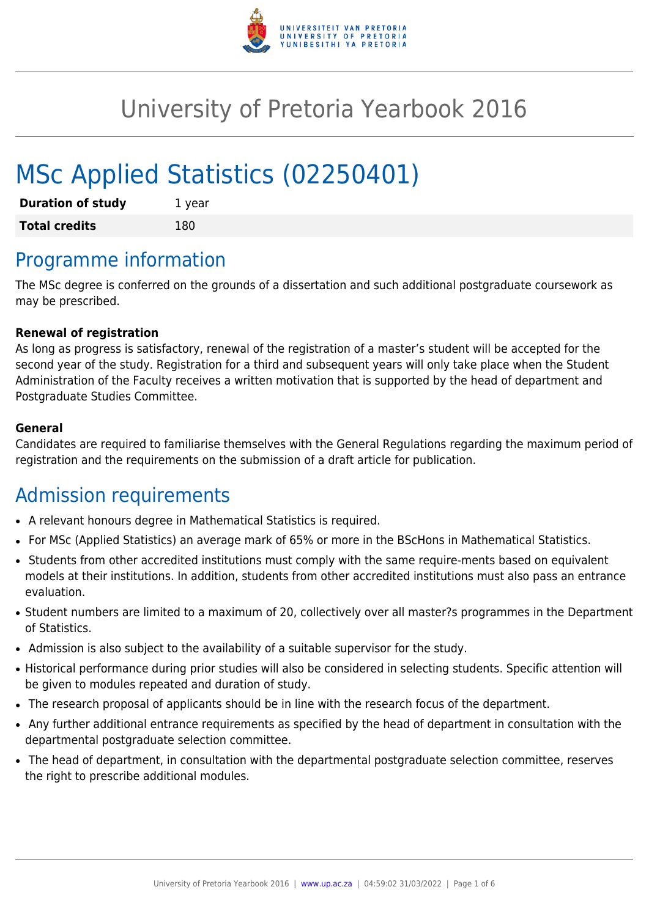# University of Pretoria Yearbook 2016

# MSc Applied Statistics (02250401)

| | |
|---|---|
| **Duration of study** | 1 year |
| **Total credits** | 180 |

## Programme information

The MSc degree is conferred on the grounds of a dissertation and such additional postgraduate coursework as may be prescribed.

**Renewal of registration**
As long as progress is satisfactory, renewal of the registration of a master's student will be accepted for the second year of the study. Registration for a third and subsequent years will only take place when the Student Administration of the Faculty receives a written motivation that is supported by the head of department and Postgraduate Studies Committee.

**General**
Candidates are required to familiarise themselves with the General Regulations regarding the maximum period of registration and the requirements on the submission of a draft article for publication.

## Admission requirements

- A relevant honours degree in Mathematical Statistics is required.
- For MSc (Applied Statistics) an average mark of 65% or more in the BScHons in Mathematical Statistics.
- Students from other accredited institutions must comply with the same require-ments based on equivalent models at their institutions. In addition, students from other accredited institutions must also pass an entrance evaluation.
- Student numbers are limited to a maximum of 20, collectively over all master?s programmes in the Department of Statistics.
- Admission is also subject to the availability of a suitable supervisor for the study.
- Historical performance during prior studies will also be considered in selecting students. Specific attention will be given to modules repeated and duration of study.
- The research proposal of applicants should be in line with the research focus of the department.
- Any further additional entrance requirements as specified by the head of department in consultation with the departmental postgraduate selection committee.
- The head of department, in consultation with the departmental postgraduate selection committee, reserves the right to prescribe additional modules.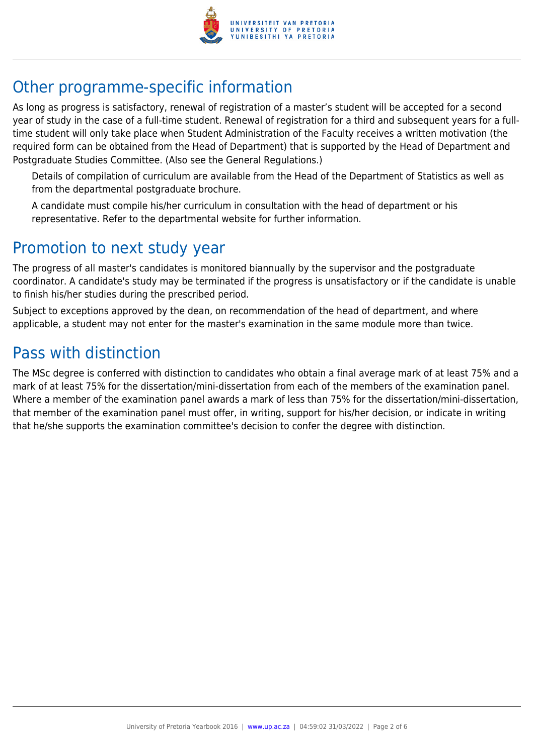## Other programme-specific information

As long as progress is satisfactory, renewal of registration of a master's student will be accepted for a second year of study in the case of a full-time student. Renewal of registration for a third and subsequent years for a full-time student will only take place when Student Administration of the Faculty receives a written motivation (the required form can be obtained from the Head of Department) that is supported by the Head of Department and Postgraduate Studies Committee. (Also see the General Regulations.)

Details of compilation of curriculum are available from the Head of the Department of Statistics as well as from the departmental postgraduate brochure.

A candidate must compile his/her curriculum in consultation with the head of department or his representative. Refer to the departmental website for further information.

## Promotion to next study year

The progress of all master's candidates is monitored biannually by the supervisor and the postgraduate coordinator. A candidate's study may be terminated if the progress is unsatisfactory or if the candidate is unable to finish his/her studies during the prescribed period.

Subject to exceptions approved by the dean, on recommendation of the head of department, and where applicable, a student may not enter for the master's examination in the same module more than twice.

## Pass with distinction

The MSc degree is conferred with distinction to candidates who obtain a final average mark of at least 75% and a mark of at least 75% for the dissertation/mini-dissertation from each of the members of the examination panel. Where a member of the examination panel awards a mark of less than 75% for the dissertation/mini-dissertation, that member of the examination panel must offer, in writing, support for his/her decision, or indicate in writing that he/she supports the examination committee's decision to confer the degree with distinction.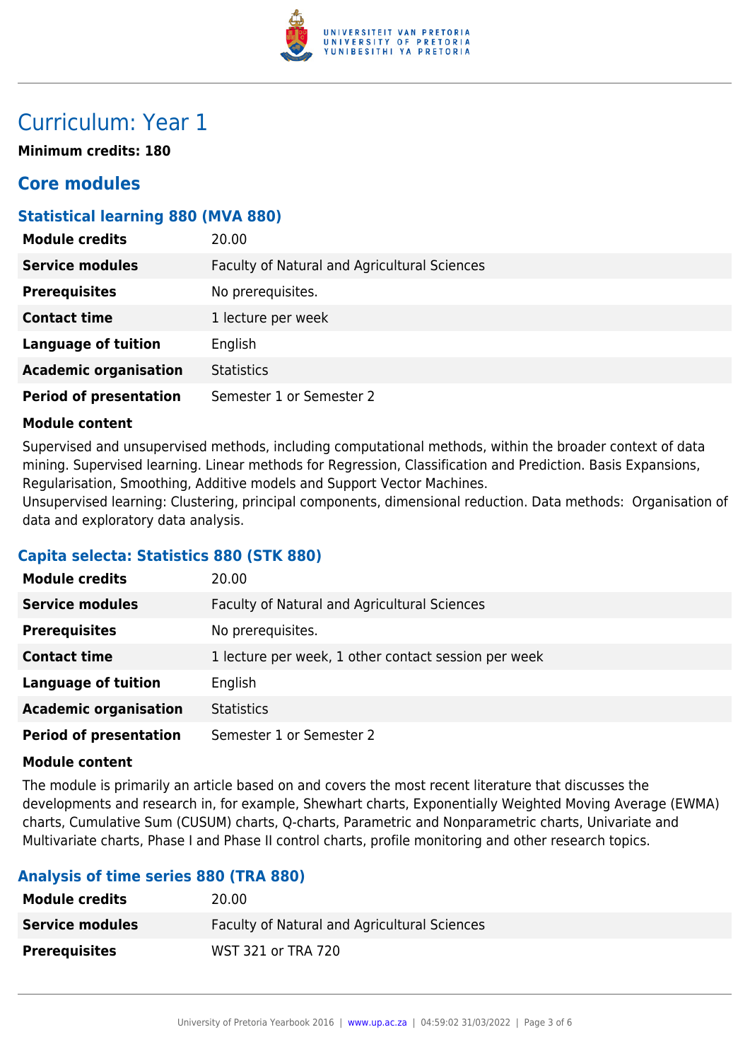# Curriculum: Year 1

**Minimum credits: 180**

## Core modules

### Statistical learning 880 (MVA 880)

| | |
|---|---|
| **Module credits** | 20.00 |
| **Service modules** | Faculty of Natural and Agricultural Sciences |
| **Prerequisites** | No prerequisites. |
| **Contact time** | 1 lecture per week |
| **Language of tuition** | English |
| **Academic organisation** | Statistics |
| **Period of presentation** | Semester 1 or Semester 2 |

**Module content**

Supervised and unsupervised methods, including computational methods, within the broader context of data mining. Supervised learning. Linear methods for Regression, Classification and Prediction. Basis Expansions, Regularisation, Smoothing, Additive models and Support Vector Machines.
Unsupervised learning: Clustering, principal components, dimensional reduction. Data methods: Organisation of data and exploratory data analysis.

### Capita selecta: Statistics 880 (STK 880)

| | |
|---|---|
| **Module credits** | 20.00 |
| **Service modules** | Faculty of Natural and Agricultural Sciences |
| **Prerequisites** | No prerequisites. |
| **Contact time** | 1 lecture per week, 1 other contact session per week |
| **Language of tuition** | English |
| **Academic organisation** | Statistics |
| **Period of presentation** | Semester 1 or Semester 2 |

**Module content**

The module is primarily an article based on and covers the most recent literature that discusses the developments and research in, for example, Shewhart charts, Exponentially Weighted Moving Average (EWMA) charts, Cumulative Sum (CUSUM) charts, Q-charts, Parametric and Nonparametric charts, Univariate and Multivariate charts, Phase I and Phase II control charts, profile monitoring and other research topics.

### Analysis of time series 880 (TRA 880)

| | |
|---|---|
| **Module credits** | 20.00 |
| **Service modules** | Faculty of Natural and Agricultural Sciences |
| **Prerequisites** | WST 321 or TRA 720 |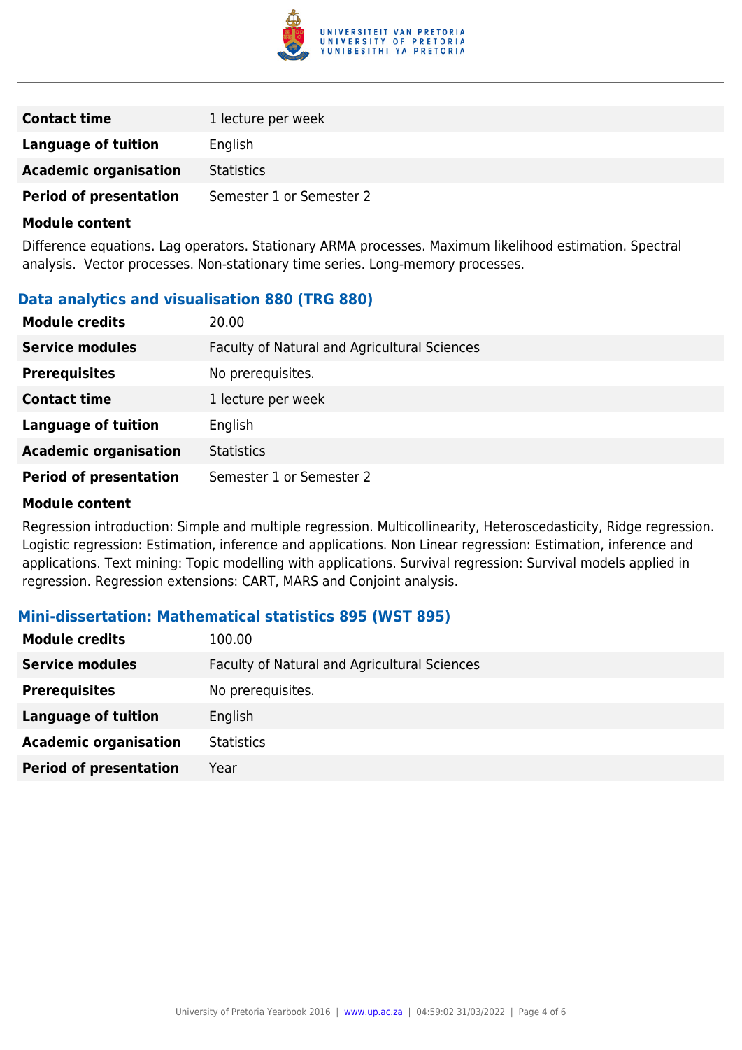| | |
|---|---|
| **Contact time** | 1 lecture per week |
| **Language of tuition** | English |
| **Academic organisation** | Statistics |
| **Period of presentation** | Semester 1 or Semester 2 |

**Module content**

Difference equations. Lag operators. Stationary ARMA processes. Maximum likelihood estimation. Spectral analysis. Vector processes. Non-stationary time series. Long-memory processes.

### Data analytics and visualisation 880 (TRG 880)

| | |
|---|---|
| **Module credits** | 20.00 |
| **Service modules** | Faculty of Natural and Agricultural Sciences |
| **Prerequisites** | No prerequisites. |
| **Contact time** | 1 lecture per week |
| **Language of tuition** | English |
| **Academic organisation** | Statistics |
| **Period of presentation** | Semester 1 or Semester 2 |

**Module content**

Regression introduction: Simple and multiple regression. Multicollinearity, Heteroscedasticity, Ridge regression. Logistic regression: Estimation, inference and applications. Non Linear regression: Estimation, inference and applications. Text mining: Topic modelling with applications. Survival regression: Survival models applied in regression. Regression extensions: CART, MARS and Conjoint analysis.

### Mini-dissertation: Mathematical statistics 895 (WST 895)

| | |
|---|---|
| **Module credits** | 100.00 |
| **Service modules** | Faculty of Natural and Agricultural Sciences |
| **Prerequisites** | No prerequisites. |
| **Language of tuition** | English |
| **Academic organisation** | Statistics |
| **Period of presentation** | Year |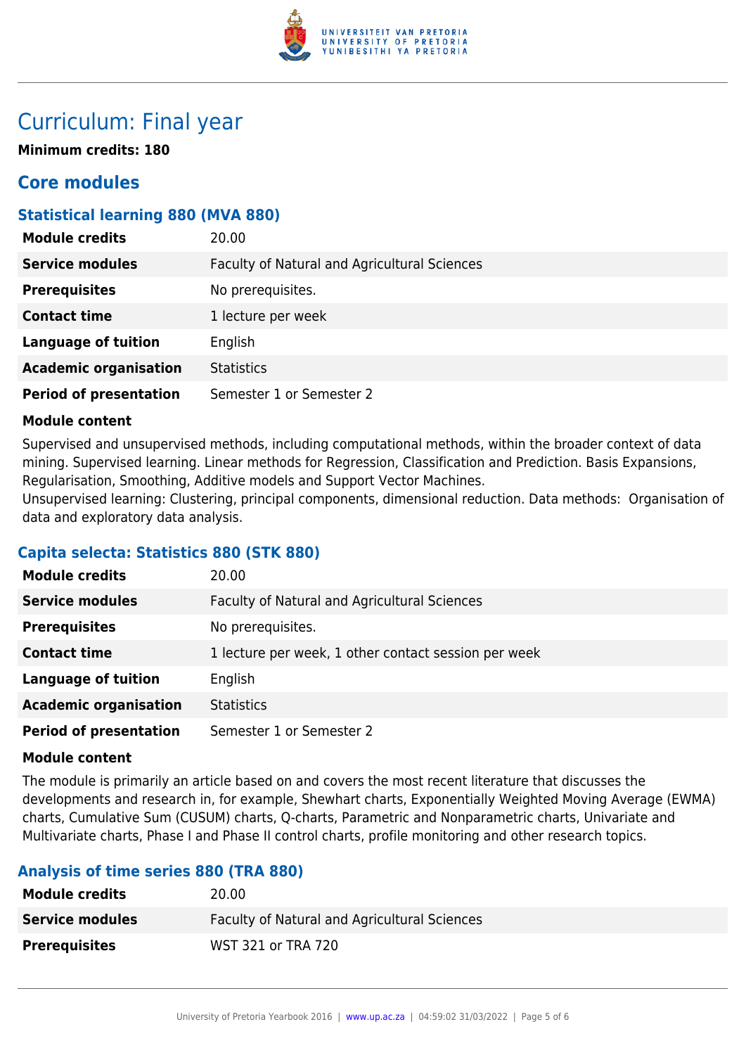# Curriculum: Final year

**Minimum credits: 180**

## Core modules

### Statistical learning 880 (MVA 880)

| | |
|---|---|
| **Module credits** | 20.00 |
| **Service modules** | Faculty of Natural and Agricultural Sciences |
| **Prerequisites** | No prerequisites. |
| **Contact time** | 1 lecture per week |
| **Language of tuition** | English |
| **Academic organisation** | Statistics |
| **Period of presentation** | Semester 1 or Semester 2 |

**Module content**

Supervised and unsupervised methods, including computational methods, within the broader context of data mining. Supervised learning. Linear methods for Regression, Classification and Prediction. Basis Expansions, Regularisation, Smoothing, Additive models and Support Vector Machines.
Unsupervised learning: Clustering, principal components, dimensional reduction. Data methods: Organisation of data and exploratory data analysis.

### Capita selecta: Statistics 880 (STK 880)

| | |
|---|---|
| **Module credits** | 20.00 |
| **Service modules** | Faculty of Natural and Agricultural Sciences |
| **Prerequisites** | No prerequisites. |
| **Contact time** | 1 lecture per week, 1 other contact session per week |
| **Language of tuition** | English |
| **Academic organisation** | Statistics |
| **Period of presentation** | Semester 1 or Semester 2 |

**Module content**

The module is primarily an article based on and covers the most recent literature that discusses the developments and research in, for example, Shewhart charts, Exponentially Weighted Moving Average (EWMA) charts, Cumulative Sum (CUSUM) charts, Q-charts, Parametric and Nonparametric charts, Univariate and Multivariate charts, Phase I and Phase II control charts, profile monitoring and other research topics.

### Analysis of time series 880 (TRA 880)

| | |
|---|---|
| **Module credits** | 20.00 |
| **Service modules** | Faculty of Natural and Agricultural Sciences |
| **Prerequisites** | WST 321 or TRA 720 |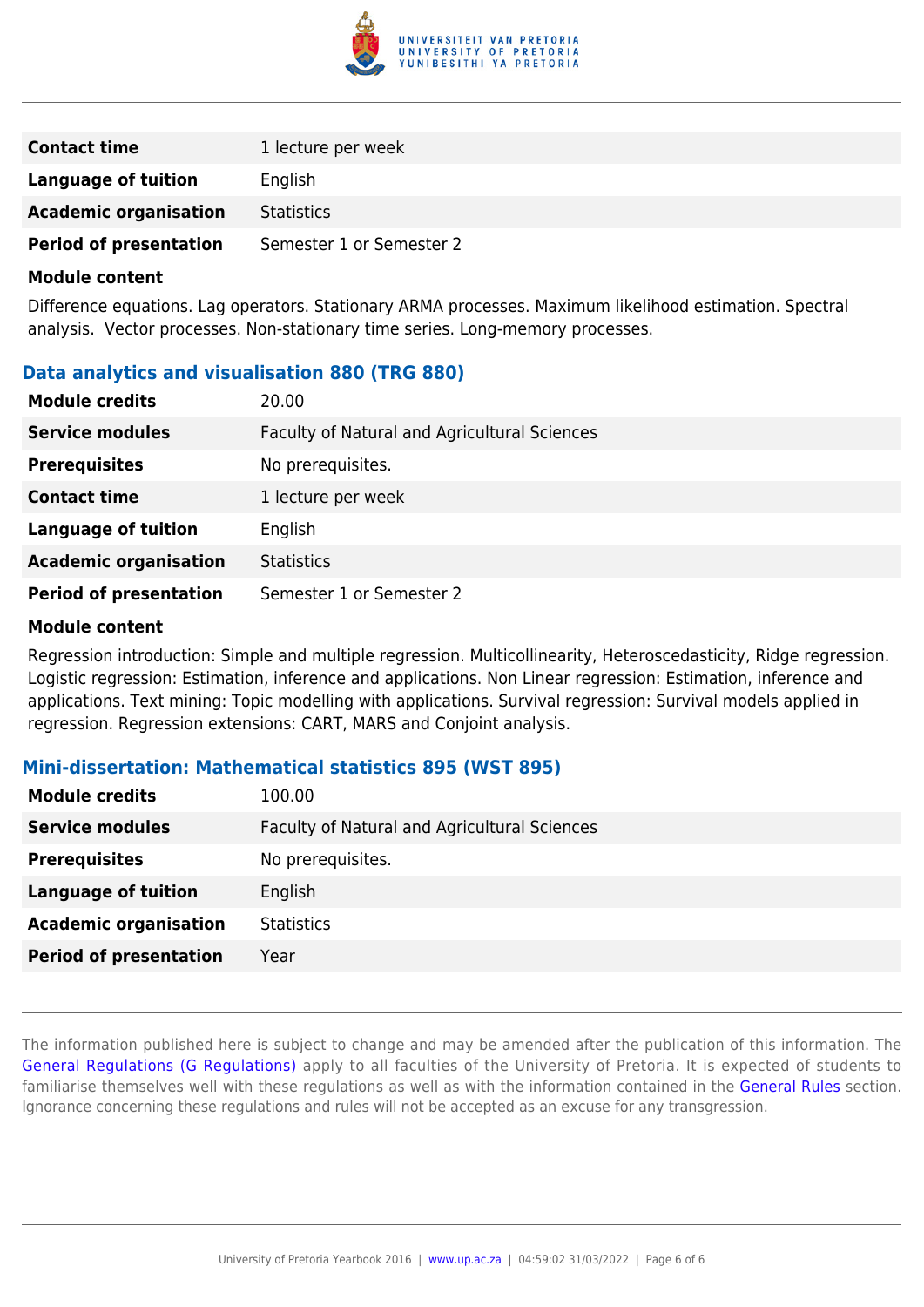| | |
|---|---|
| **Contact time** | 1 lecture per week |
| **Language of tuition** | English |
| **Academic organisation** | Statistics |
| **Period of presentation** | Semester 1 or Semester 2 |

**Module content**

Difference equations. Lag operators. Stationary ARMA processes. Maximum likelihood estimation. Spectral analysis. Vector processes. Non-stationary time series. Long-memory processes.

### Data analytics and visualisation 880 (TRG 880)

| | |
|---|---|
| **Module credits** | 20.00 |
| **Service modules** | Faculty of Natural and Agricultural Sciences |
| **Prerequisites** | No prerequisites. |
| **Contact time** | 1 lecture per week |
| **Language of tuition** | English |
| **Academic organisation** | Statistics |
| **Period of presentation** | Semester 1 or Semester 2 |

**Module content**

Regression introduction: Simple and multiple regression. Multicollinearity, Heteroscedasticity, Ridge regression. Logistic regression: Estimation, inference and applications. Non Linear regression: Estimation, inference and applications. Text mining: Topic modelling with applications. Survival regression: Survival models applied in regression. Regression extensions: CART, MARS and Conjoint analysis.

### Mini-dissertation: Mathematical statistics 895 (WST 895)

| | |
|---|---|
| **Module credits** | 100.00 |
| **Service modules** | Faculty of Natural and Agricultural Sciences |
| **Prerequisites** | No prerequisites. |
| **Language of tuition** | English |
| **Academic organisation** | Statistics |
| **Period of presentation** | Year |

The information published here is subject to change and may be amended after the publication of this information. The General Regulations (G Regulations) apply to all faculties of the University of Pretoria. It is expected of students to familiarise themselves well with these regulations as well as with the information contained in the General Rules section. Ignorance concerning these regulations and rules will not be accepted as an excuse for any transgression.